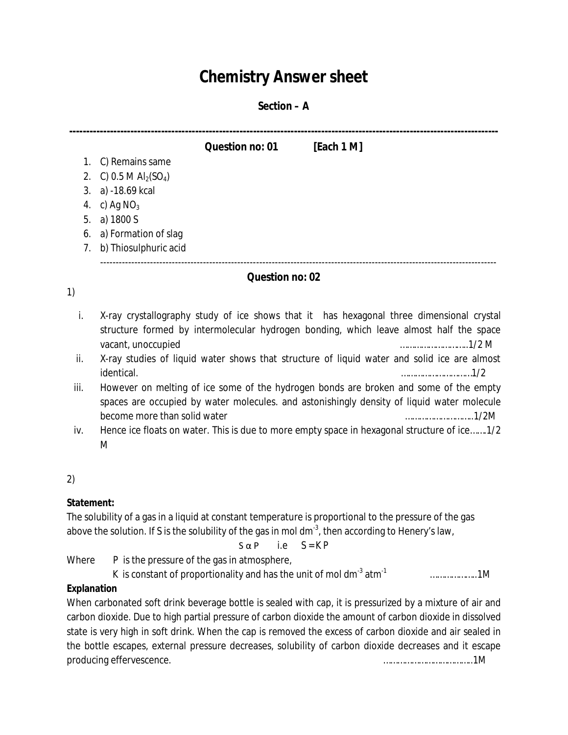# Chemistry Answer sheet

## Section – A

---

### Question no: 01 [Each 1 M]

1. C) Remains same
2. C) 0.5 M $Al_2(SO_4)$
3. a) -18.69 kcal
4. c) Ag $NO_3$
5. a) 1800 S
6. a) Formation of slag
7. b) Thiosulphuric acid

---

### Question no: 02

1)

i. X-ray crystallography study of ice shows that it has hexagonal three dimensional crystal structure formed by intermolecular hydrogen bonding, which leave almost half the space vacant, unoccupied ……………………….1/2 M

ii. X-ray studies of liquid water shows that structure of liquid water and solid ice are almost identical. ………………………..1/2

iii. However on melting of ice some of the hydrogen bonds are broken and some of the empty spaces are occupied by water molecules. and astonishingly density of liquid water molecule become more than solid water ………………………..1/2M

iv. Hence ice floats on water. This is due to more empty space in hexagonal structure of ice…….1/2 M

2)

**Statement:**

The solubility of a gas in a liquid at constant temperature is proportional to the pressure of the gas above the solution. If S is the solubility of the gas in mol $dm^{-3}$, then according to Henery's law,

$$S \alpha P \quad \text{i.e} \quad S = KP$$

Where P is the pressure of the gas in atmosphere,

K is constant of proportionality and has the unit of mol $dm^{-3}$ $atm^{-1}$ ………………1M

**Explanation**

When carbonated soft drink beverage bottle is sealed with cap, it is pressurized by a mixture of air and carbon dioxide. Due to high partial pressure of carbon dioxide the amount of carbon dioxide in dissolved state is very high in soft drink. When the cap is removed the excess of carbon dioxide and air sealed in the bottle escapes, external pressure decreases, solubility of carbon dioxide decreases and it escape producing effervescence. ………………………………….1M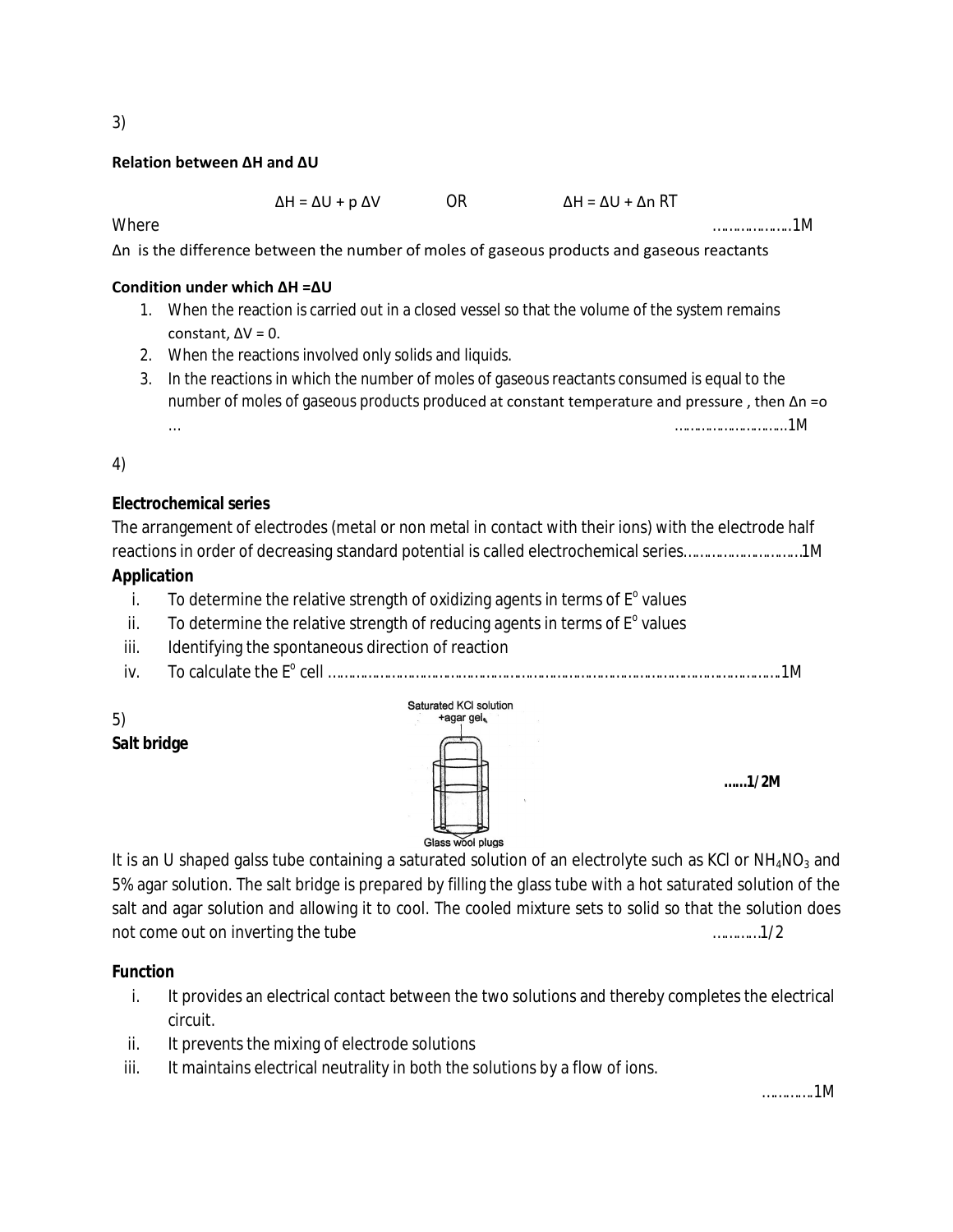3)

**Relation between ΔH and ΔU**

$$\Delta H = \Delta U + p\,\Delta V \qquad \text{OR} \qquad \Delta H = \Delta U + \Delta n\,RT$$

Where ……………….1M

Δn is the difference between the number of moles of gaseous products and gaseous reactants

**Condition under which ΔH =ΔU**

1. When the reaction is carried out in a closed vessel so that the volume of the system remains constant, ΔV = 0.
2. When the reactions involved only solids and liquids.
3. In the reactions in which the number of moles of gaseous reactants consumed is equal to the number of moles of gaseous products produced at constant temperature and pressure , then Δn =o … ……………………….1M

4)

**Electrochemical series**

The arrangement of electrodes (metal or non metal in contact with their ions) with the electrode half reactions in order of decreasing standard potential is called electrochemical series……………………….1M

**Application**

i. To determine the relative strength of oxidizing agents in terms of $E^o$ values
ii. To determine the relative strength of reducing agents in terms of $E^o$ values
iii. Identifying the spontaneous direction of reaction
iv. To calculate the $E^o$ cell …………………………………………………………………………………………………….1M

5)

**Salt bridge**

Saturated KCl solution +agar gel

Glass wool plugs

**……1/2M**

It is an U shaped galss tube containing a saturated solution of an electrolyte such as KCl or $NH_4NO_3$ and 5% agar solution. The salt bridge is prepared by filling the glass tube with a hot saturated solution of the salt and agar solution and allowing it to cool. The cooled mixture sets to solid so that the solution does not come out on inverting the tube ……….1/2

**Function**

i. It provides an electrical contact between the two solutions and thereby completes the electrical circuit.
ii. It prevents the mixing of electrode solutions
iii. It maintains electrical neutrality in both the solutions by a flow of ions.

…………1M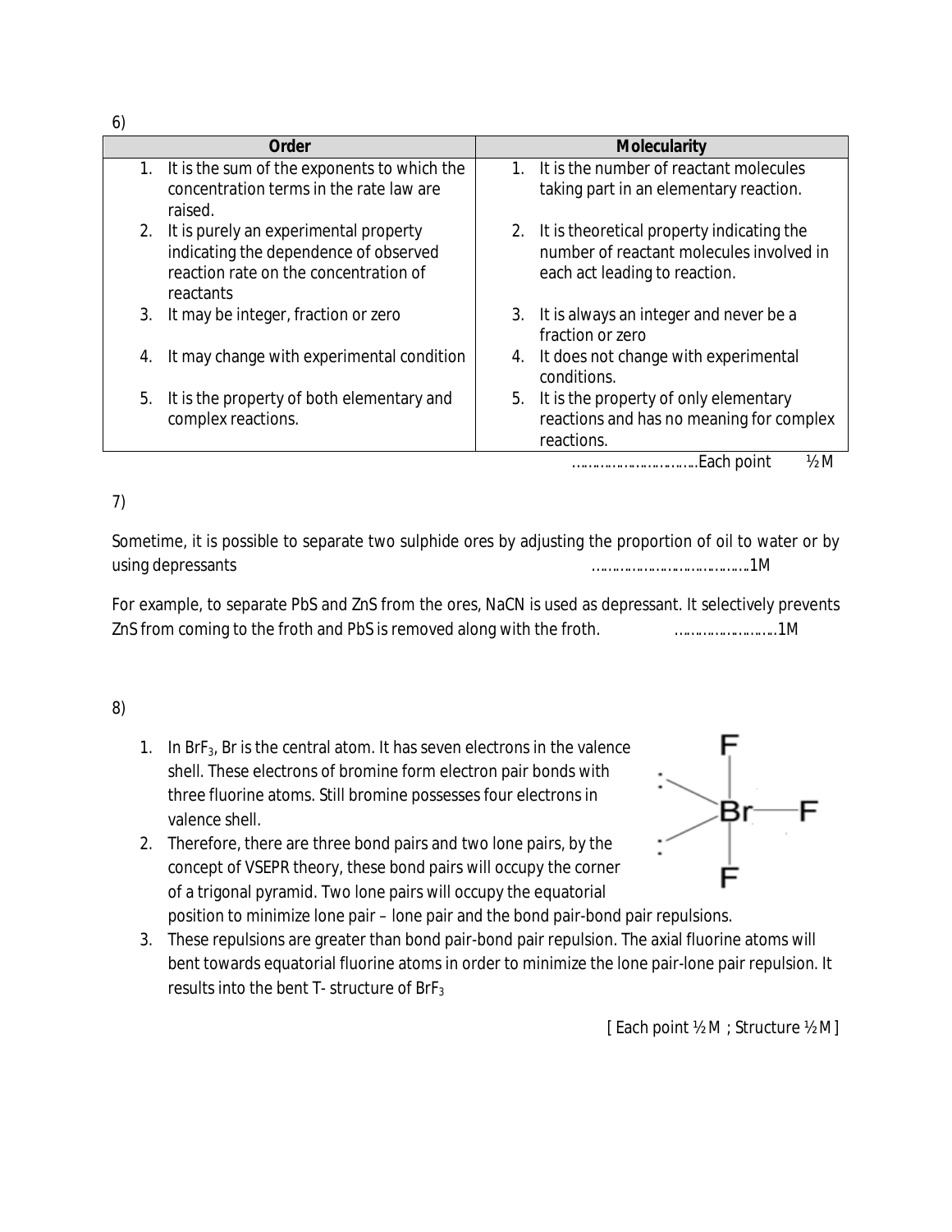6)

| Order | Molecularity |
|---|---|
| 1. It is the sum of the exponents to which the concentration terms in the rate law are raised. | 1. It is the number of reactant molecules taking part in an elementary reaction. |
| 2. It is purely an experimental property indicating the dependence of observed reaction rate on the concentration of reactants | 2. It is theoretical property indicating the number of reactant molecules involved in each act leading to reaction. |
| 3. It may be integer, fraction or zero | 3. It is always an integer and never be a fraction or zero |
| 4. It may change with experimental condition | 4. It does not change with experimental conditions. |
| 5. It is the property of both elementary and complex reactions. | 5. It is the property of only elementary reactions and has no meaning for complex reactions. |

…………………………Each point ½ M

7)

Sometime, it is possible to separate two sulphide ores by adjusting the proportion of oil to water or by using depressants ……………………………….1M

For example, to separate PbS and ZnS from the ores, NaCN is used as depressant. It selectively prevents ZnS from coming to the froth and PbS is removed along with the froth. …………………….1M

8)

1. In $BrF_3$, Br is the central atom. It has seven electrons in the valence shell. These electrons of bromine form electron pair bonds with three fluorine atoms. Still bromine possesses four electrons in valence shell.
2. Therefore, there are three bond pairs and two lone pairs, by the concept of VSEPR theory, these bond pairs will occupy the corner of a trigonal pyramid. Two lone pairs will occupy the equatorial position to minimize lone pair – lone pair and the bond pair-bond pair repulsions.
3. These repulsions are greater than bond pair-bond pair repulsion. The axial fluorine atoms will bent towards equatorial fluorine atoms in order to minimize the lone pair-lone pair repulsion. It results into the bent T- structure of $BrF_3$

[ Each point ½ M ; Structure ½ M ]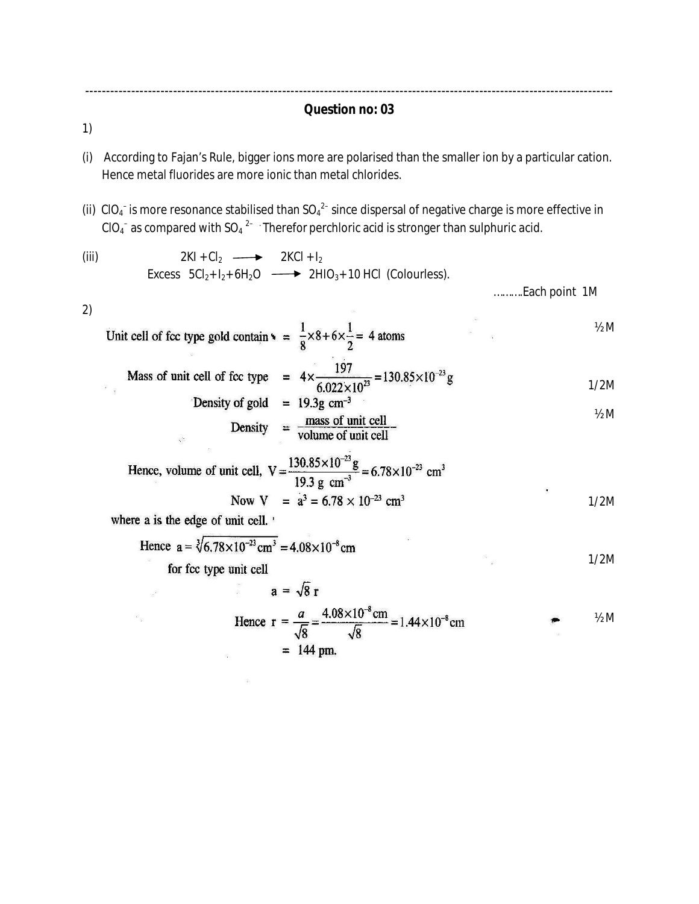---

## Question no: 03

1)

(i) According to Fajan's Rule, bigger ions more are polarised than the smaller ion by a particular cation. Hence metal fluorides are more ionic than metal chlorides.

(ii) $ClO_4^-$ is more resonance stabilised than $SO_4^{2-}$ since dispersal of negative charge is more effective in $ClO_4^-$ as compared with $SO_4^{2-}$ Therefor perchloric acid is stronger than sulphuric acid.

(iii) $2KI + Cl_2 \longrightarrow 2KCl + I_2$

Excess $5Cl_2 + I_2 + 6H_2O \longrightarrow 2HIO_3 + 10\,HCl$ (Colourless).

……….Each point 1M

2)

Unit cell of fcc type gold contains $= \frac{1}{8} \times 8 + 6 \times \frac{1}{2} = 4$ atoms ½M

Mass of unit cell of fcc type $= 4 \times \frac{197}{6.022 \times 10^{23}} = 130.85 \times 10^{-23}$ g 1/2M

Density of gold $= 19.3 \text{ g cm}^{-3}$ ½M

Density $= \frac{\text{mass of unit cell}}{\text{volume of unit cell}}$

Hence, volume of unit cell, $V = \frac{130.85 \times 10^{-23} \text{ g}}{19.3 \text{ g cm}^{-3}} = 6.78 \times 10^{-23} \text{ cm}^3$

Now $V = a^3 = 6.78 \times 10^{-23} \text{ cm}^3$ 1/2M

where a is the edge of unit cell.

Hence $a = \sqrt[3]{6.78 \times 10^{-23} \text{ cm}^3} = 4.08 \times 10^{-8}$ cm 1/2M

for fcc type unit cell

$a = \sqrt{8}\, r$

Hence $r = \frac{a}{\sqrt{8}} = \frac{4.08 \times 10^{-8} \text{ cm}}{\sqrt{8}} = 1.44 \times 10^{-8}$ cm ½M

$= 144$ pm.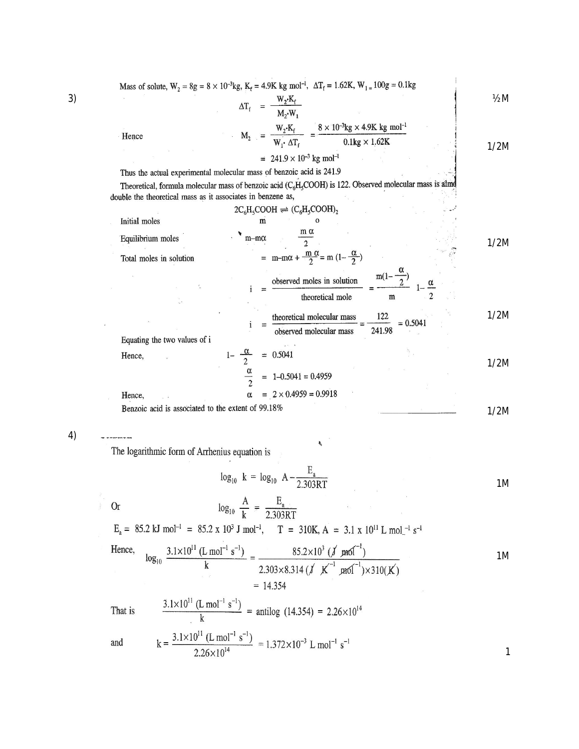3) Mass of solute, $W_2 = 8g = 8 \times 10^{-3}kg$, $K_f = 4.9K\ kg\ mol^{-1}$, $\Delta T_f = 1.62K$, $W_1 = 100g = 0.1kg$ ½M

$$\Delta T_f = \frac{W_2 \cdot K_f}{M_2 \cdot W_1}$$

Hence
$$M_2 = \frac{W_2 \cdot K_f}{W_1 \cdot \Delta T_f} = \frac{8 \times 10^{-3}kg \times 4.9K\ kg\ mol^{-1}}{0.1kg \times 1.62K}$$ 1/2M

$$= 241.9 \times 10^{-3}\ kg\ mol^{-1}$$

Thus the actual experimental molecular mass of benzoic acid is 241.9

Theoretical, formula molecular mass of benzoic acid ($C_6H_5COOH$) is 122. Observed molecular mass is almost double the theoretical mass as it associates in benzene as,

$$2C_6H_5COOH \rightleftharpoons (C_6H_5COOH)_2$$

Initial moles: $m$ &nbsp;&nbsp;&nbsp; $0$

Equilibrium moles: $m - m\alpha$ &nbsp;&nbsp;&nbsp; $\frac{m\alpha}{2}$ 1/2M

Total moles in solution $= m - m\alpha + \frac{m\alpha}{2} = m\left(1 - \frac{\alpha}{2}\right)$

$$i = \frac{\text{observed moles in solution}}{\text{theoretical mole}} = \frac{m\left(1-\frac{\alpha}{2}\right)}{m} = 1 - \frac{\alpha}{2}$$

$$i = \frac{\text{theoretical molecular mass}}{\text{observed molecular mass}} = \frac{122}{241.98} = 0.5041$$ 1/2M

Equating the two values of i

Hence,
$$1 - \frac{\alpha}{2} = 0.5041$$ 1/2M

$$\frac{\alpha}{2} = 1 - 0.5041 = 0.4959$$

Hence,
$$\alpha = 2 \times 0.4959 = 0.9918$$

Benzoic acid is associated to the extent of 99.18% 1/2M

4) The logarithmic form of Arrhenius equation is

$$\log_{10} k = \log_{10} A - \frac{E_a}{2.303RT}$$ 1M

Or
$$\log_{10} \frac{A}{k} = \frac{E_a}{2.303RT}$$

$E_a = 85.2\ kJ\ mol^{-1} = 85.2 \times 10^3\ J\ mol^{-1}$, $T = 310K$, $A = 3.1 \times 10^{11}\ L\ mol^{-1}\ s^{-1}$

Hence,
$$\log_{10} \frac{3.1\times10^{11}\ (L\ mol^{-1}\ s^{-1})}{k} = \frac{85.2\times10^3\ (J\ mol^{-1})}{2.303\times8.314\ (J\ K^{-1}\ mol^{-1})\times310(K)}$$ 1M

$$= 14.354$$

That is
$$\frac{3.1\times10^{11}\ (L\ mol^{-1}\ s^{-1})}{k} = \text{antilog}\ (14.354) = 2.26\times10^{14}$$

and
$$k = \frac{3.1\times10^{11}\ (L\ mol^{-1}\ s^{-1})}{2.26\times10^{14}} = 1.372\times10^{-3}\ L\ mol^{-1}\ s^{-1}$$ 1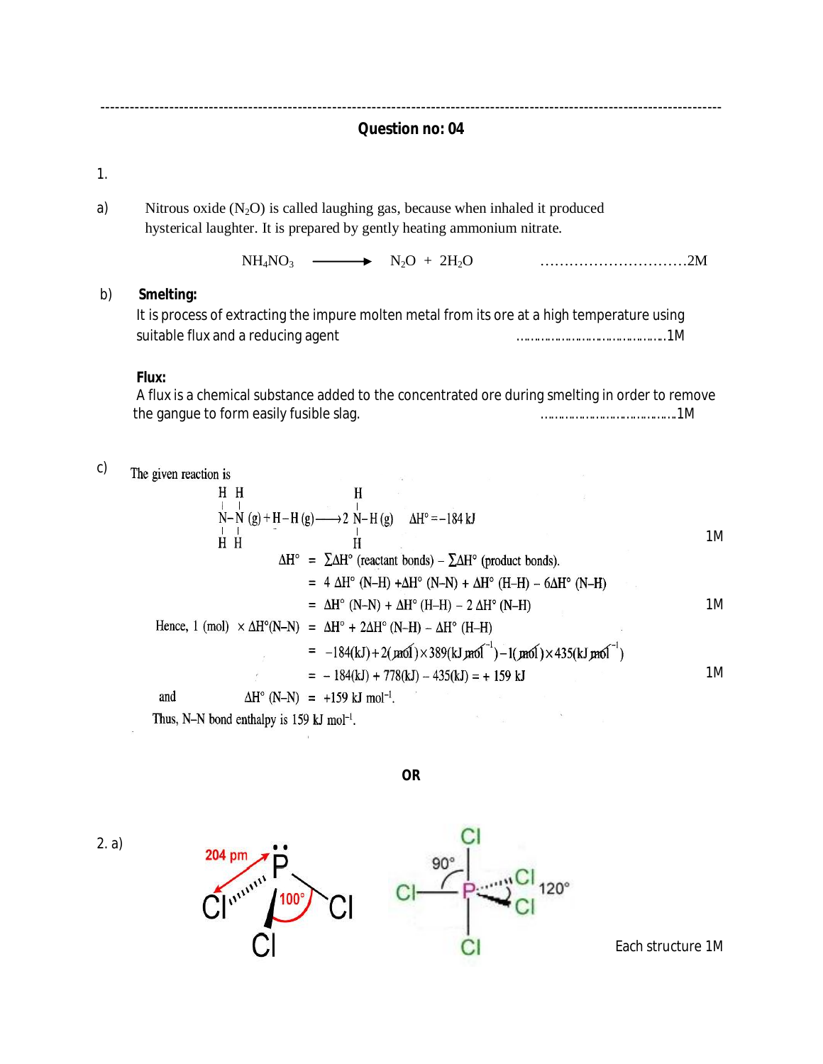## Question no: 04

1.

a) Nitrous oxide ($N_2O$) is called laughing gas, because when inhaled it produced hysterical laughter. It is prepared by gently heating ammonium nitrate.

$$NH_4NO_3 \longrightarrow N_2O + 2H_2O$$ ……………………………2M

b) **Smelting:**

It is process of extracting the impure molten metal from its ore at a high temperature using suitable flux and a reducing agent ……………………………………1M

**Flux:**

A flux is a chemical substance added to the concentrated ore during smelting in order to remove the gangue to form easily fusible slag. …………………………………1M

c) The given reaction is

$$H_2N\text{–}NH_2\,(g) + H\text{–}H\,(g) \longrightarrow 2\,NH_2\,(g) \quad \Delta H^\circ = -184\text{ kJ}$$ 1M

$\Delta H^\circ = \sum \Delta H^\circ$ (reactant bonds) $- \sum \Delta H^\circ$ (product bonds).

$= 4\,\Delta H^\circ\,(N\text{–}H) + \Delta H^\circ\,(N\text{–}N) + \Delta H^\circ\,(H\text{–}H) - 6\Delta H^\circ\,(N\text{–}H)$

$= \Delta H^\circ\,(N\text{–}N) + \Delta H^\circ\,(H\text{–}H) - 2\,\Delta H^\circ\,(N\text{–}H)$ 1M

Hence, 1 (mol) $\times\, \Delta H^\circ(N\text{–}N) = \Delta H^\circ + 2\Delta H^\circ\,(N\text{–}H) - \Delta H^\circ\,(H\text{–}H)$

$= -184(\text{kJ}) + 2(\text{mol}) \times 389(\text{kJ mol}^{-1}) - 1(\text{mol}) \times 435(\text{kJ mol}^{-1})$

$= -184(\text{kJ}) + 778(\text{kJ}) - 435(\text{kJ}) = +159\text{ kJ}$ 1M

and $\Delta H^\circ\,(N\text{–}N) = +159\text{ kJ mol}^{-1}$.

Thus, N–N bond enthalpy is 159 kJ $\text{mol}^{-1}$.

**OR**

2. a)

204 pm, 100°, 90°, 120°

Each structure 1M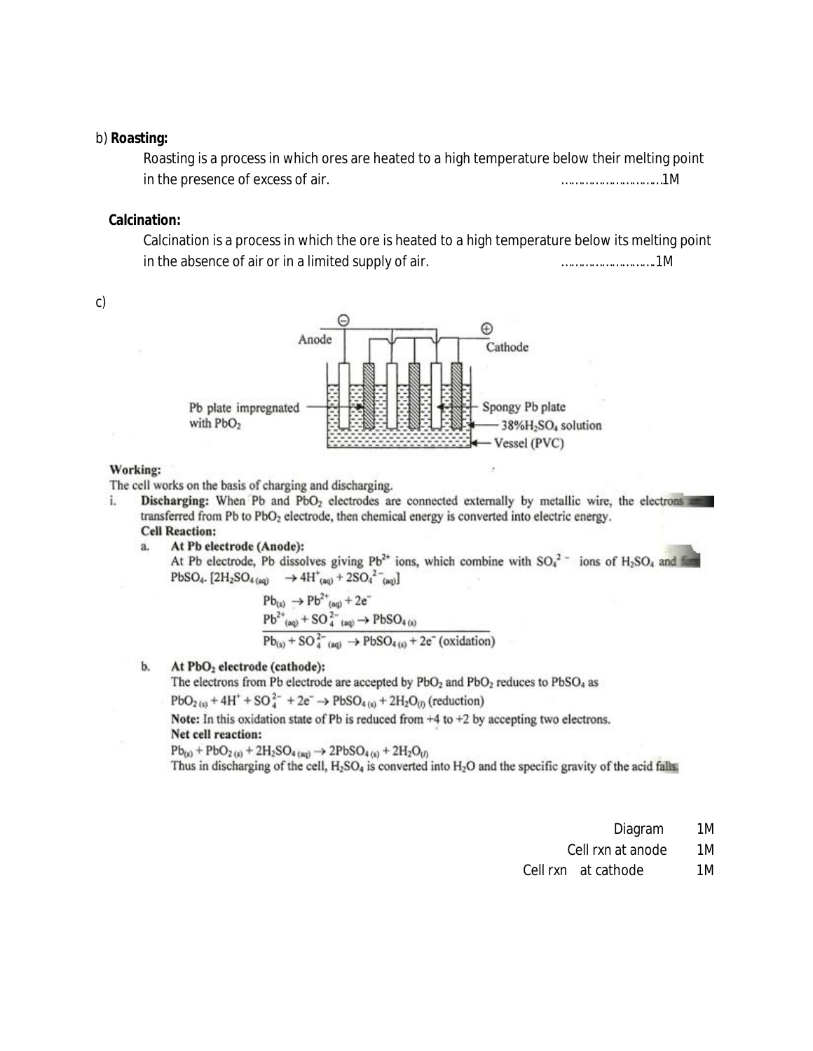b) **Roasting:**

Roasting is a process in which ores are heated to a high temperature below their melting point in the presence of excess of air. ……………………………1M

**Calcination:**

Calcination is a process in which the ore is heated to a high temperature below its melting point in the absence of air or in a limited supply of air. ……………………….1M

c)

Anode ⊖ — Cathode ⊕

Pb plate impregnated with $PbO_2$ — Spongy Pb plate — 38% $H_2SO_4$ solution — Vessel (PVC)

**Working:**

The cell works on the basis of charging and discharging.

i. **Discharging:** When Pb and $PbO_2$ electrodes are connected externally by metallic wire, the electrons are transferred from Pb to $PbO_2$ electrode, then chemical energy is converted into electric energy.

**Cell Reaction:**

a. **At Pb electrode (Anode):**

At Pb electrode, Pb dissolves giving $Pb^{2+}$ ions, which combine with $SO_4^{2-}$ ions of $H_2SO_4$ and form $PbSO_4$. [$2H_2SO_{4(aq)} \rightarrow 4H^+_{(aq)} + 2SO_4^{2-}{}_{(aq)}$]

$$Pb_{(s)} \rightarrow Pb^{2+}_{(aq)} + 2e^-$$
$$Pb^{2+}_{(aq)} + SO_4^{2-}{}_{(aq)} \rightarrow PbSO_{4(s)}$$
$$\overline{Pb_{(s)} + SO_4^{2-}{}_{(aq)} \rightarrow PbSO_{4(s)} + 2e^- \text{ (oxidation)}}$$

b. **At $PbO_2$ electrode (cathode):**

The electrons from Pb electrode are accepted by $PbO_2$ and $PbO_2$ reduces to $PbSO_4$ as

$$PbO_{2(s)} + 4H^+ + SO_4^{2-} + 2e^- \rightarrow PbSO_{4(s)} + 2H_2O_{(l)} \text{ (reduction)}$$

**Note:** In this oxidation state of Pb is reduced from +4 to +2 by accepting two electrons.

**Net cell reaction:**

$$Pb_{(s)} + PbO_{2(s)} + 2H_2SO_{4(aq)} \rightarrow 2PbSO_{4(s)} + 2H_2O_{(l)}$$

Thus in discharging of the cell, $H_2SO_4$ is converted into $H_2O$ and the specific gravity of the acid falls.

| | |
|---|---|
| Diagram | 1M |
| Cell rxn at anode | 1M |
| Cell rxn at cathode | 1M |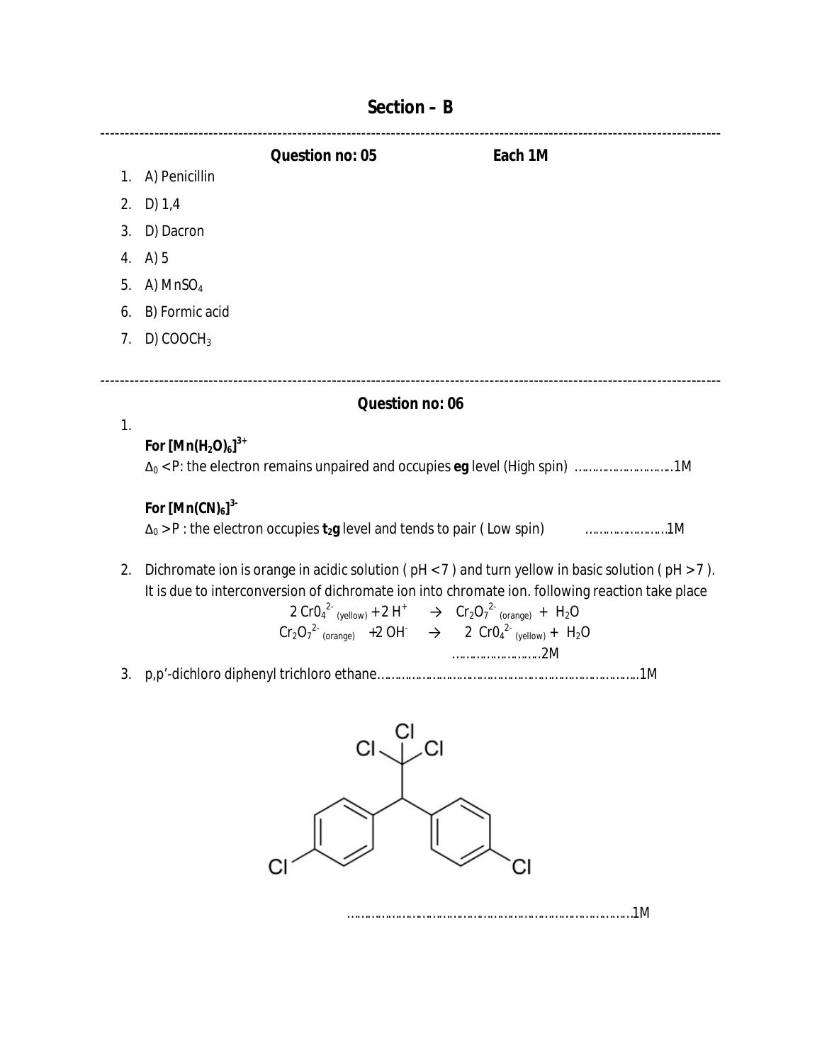## Section – B

---

**Question no: 05** **Each 1M**

1. A) Penicillin
2. D) 1,4
3. D) Dacron
4. A) 5
5. A) $MnSO_4$
6. B) Formic acid
7. D) $COOCH_3$

---

**Question no: 06**

1. **For $[Mn(H_2O)_6]^{3+}$**

   $\Delta_0 < P$: the electron remains unpaired and occupies **eg** level (High spin) ……………………….1M

   **For $[Mn(CN)_6]^{3-}$**

   $\Delta_0 > P$ : the electron occupies **$t_2g$** level and tends to pair ( Low spin) …………………..1M

2. Dichromate ion is orange in acidic solution ( pH < 7 ) and turn yellow in basic solution ( pH > 7 ). It is due to interconversion of dichromate ion into chromate ion. following reaction take place

   $$2\ CrO_4^{2-}{}_{(yellow)} + 2\ H^+ \rightarrow Cr_2O_7^{2-}{}_{(orange)} + H_2O$$

   $$Cr_2O_7^{2-}{}_{(orange)} + 2\ OH^- \rightarrow 2\ CrO_4^{2-}{}_{(yellow)} + H_2O$$

   ……………………2M

3. p,p'-dichloro diphenyl trichloro ethane………………………………………………………………….1M

   ……………………………………………………………………1M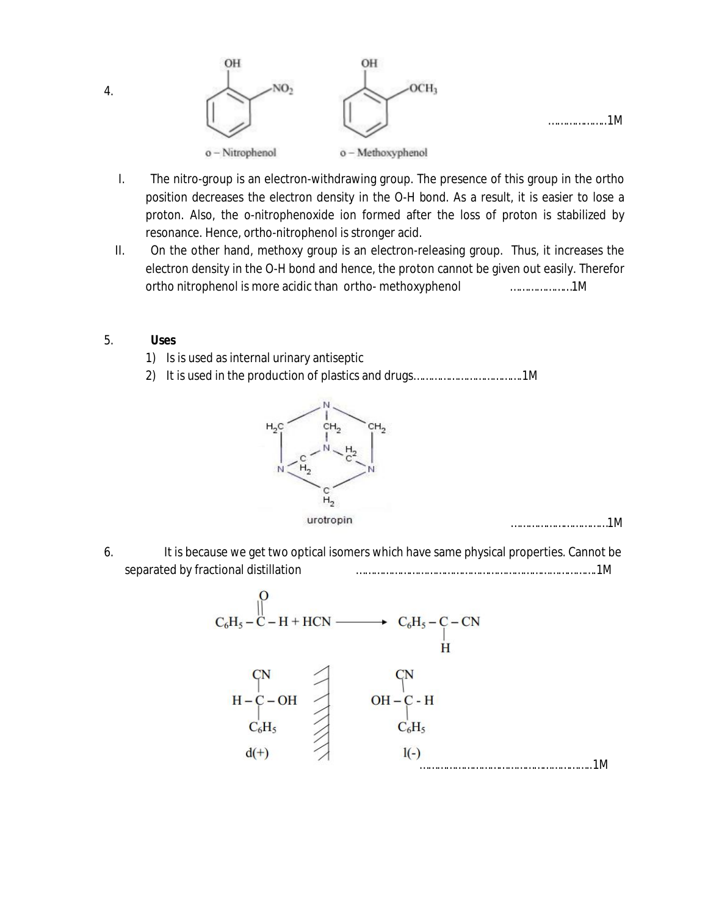4.

o – Nitrophenol     o – Methoxyphenol ……………….1M

I. The nitro-group is an electron-withdrawing group. The presence of this group in the ortho position decreases the electron density in the O-H bond. As a result, it is easier to lose a proton. Also, the o-nitrophenoxide ion formed after the loss of proton is stabilized by resonance. Hence, ortho-nitrophenol is stronger acid.

II. On the other hand, methoxy group is an electron-releasing group. Thus, it increases the electron density in the O-H bond and hence, the proton cannot be given out easily. Therefor ortho nitrophenol is more acidic than ortho- methoxyphenol ……………….1M

5. **Uses**

1) Is is used as internal urinary antiseptic
2) It is used in the production of plastics and drugs……………………………..1M

urotropin …………………………1M

6. It is because we get two optical isomers which have same physical properties. Cannot be separated by fractional distillation ……………………………………………………………………….1M

$$C_6H_5-\overset{\overset{O}{\|}}{C}-H + HCN \longrightarrow C_6H_5-\underset{\underset{H}{|}}{C}-CN$$

d(+)     l(-)

………………………………………………….1M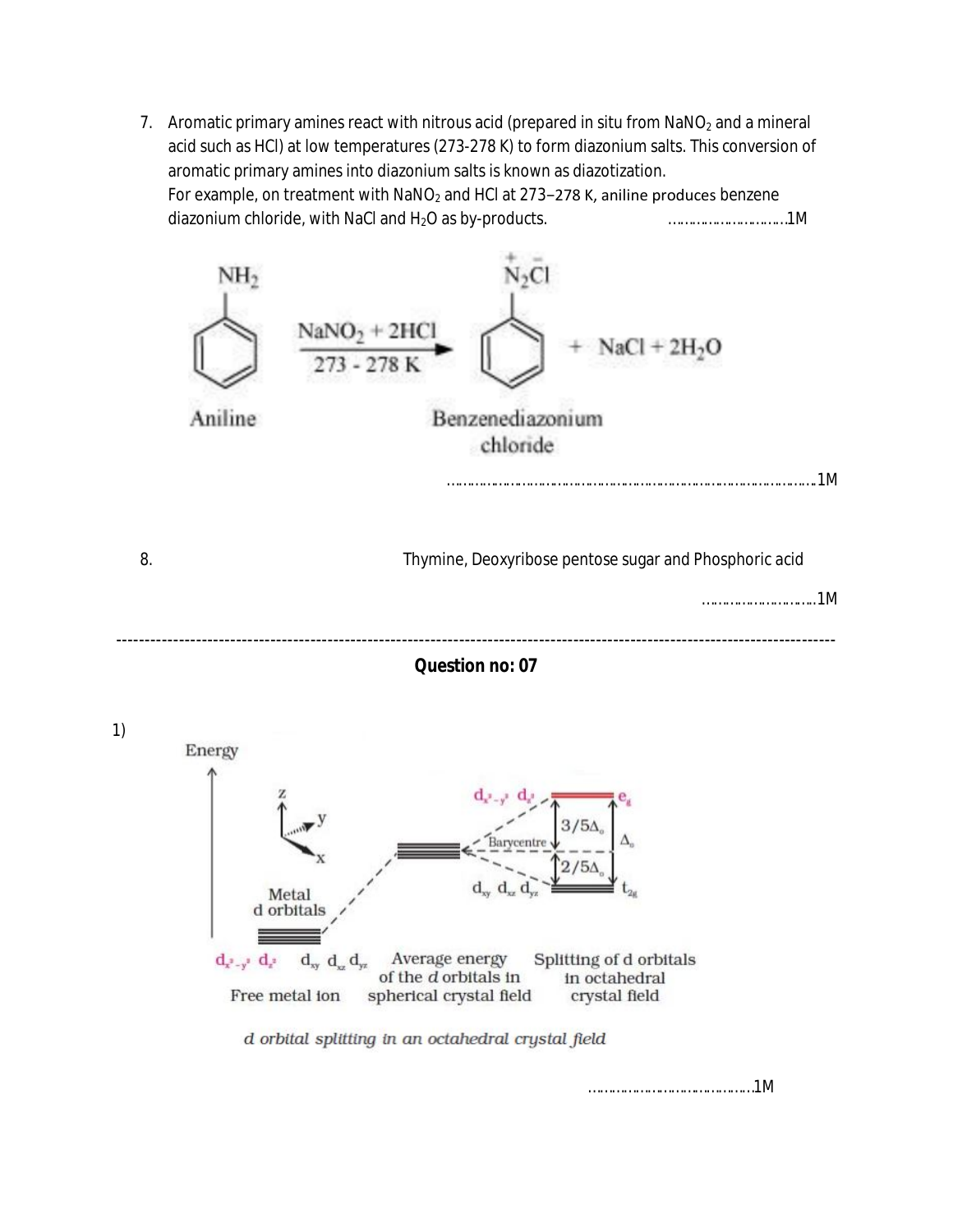7. Aromatic primary amines react with nitrous acid (prepared in situ from $NaNO_2$ and a mineral acid such as HCl) at low temperatures (273-278 K) to form diazonium salts. This conversion of aromatic primary amines into diazonium salts is known as diazotization.
   For example, on treatment with $NaNO_2$ and HCl at 273–278 K, aniline produces benzene diazonium chloride, with NaCl and $H_2O$ as by-products. ……………………….1M

$$\text{Aniline} \xrightarrow[273 - 278\ K]{NaNO_2 + 2HCl} \text{Benzenediazonium chloride } (C_6H_5\overset{+}{N_2}\overset{-}{Cl}) + NaCl + 2H_2O$$

……………………………………………………………………………….1M

8. Thymine, Deoxyribose pentose sugar and Phosphoric acid

……………………….1M

---

**Question no: 07**

1)

Energy

Metal d orbitals: $d_{x^2-y^2}$ $d_{z^2}$ $d_{xy}$ $d_{xz}$ $d_{yz}$ — Free metal ion

Average energy of the *d* orbitals in spherical crystal field — Barycentre

Splitting of d orbitals in octahedral crystal field: $d_{x^2-y^2}$ $d_{z^2}$ ($e_g$, $3/5\Delta_o$ above barycentre); $d_{xy}$ $d_{xz}$ $d_{yz}$ ($t_{2g}$, $2/5\Delta_o$ below barycentre); total splitting $\Delta_o$

*d orbital splitting in an octahedral crystal field*

…………………………………….1M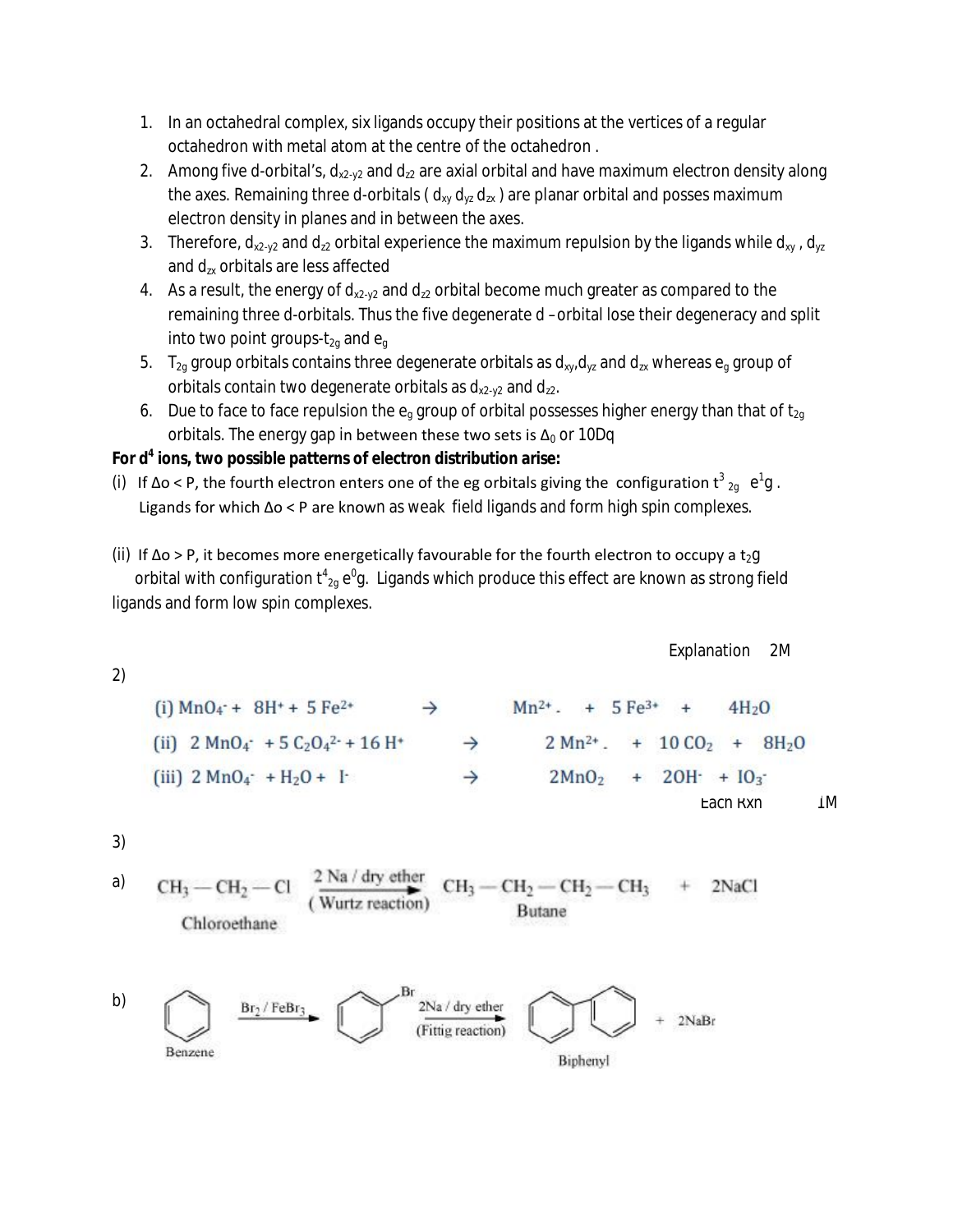1. In an octahedral complex, six ligands occupy their positions at the vertices of a regular octahedron with metal atom at the centre of the octahedron .
2. Among five d-orbital's, $d_{x2-y2}$ and $d_{z2}$ are axial orbital and have maximum electron density along the axes. Remaining three d-orbitals ( $d_{xy}$ $d_{yz}$ $d_{zx}$ ) are planar orbital and posses maximum electron density in planes and in between the axes.
3. Therefore, $d_{x2-y2}$ and $d_{z2}$ orbital experience the maximum repulsion by the ligands while $d_{xy}$ , $d_{yz}$ and $d_{zx}$ orbitals are less affected
4. As a result, the energy of $d_{x2-y2}$ and $d_{z2}$ orbital become much greater as compared to the remaining three d-orbitals. Thus the five degenerate d –orbital lose their degeneracy and split into two point groups-$t_{2g}$ and $e_g$
5. $T_{2g}$ group orbitals contains three degenerate orbitals as $d_{xy}$,$d_{yz}$ and $d_{zx}$ whereas $e_g$ group of orbitals contain two degenerate orbitals as $d_{x2-y2}$ and $d_{z2}$.
6. Due to face to face repulsion the $e_g$ group of orbital possesses higher energy than that of $t_{2g}$ orbitals. The energy gap in between these two sets is $\Delta_0$ or 10Dq

**For $d^4$ ions, two possible patterns of electron distribution arise:**

(i) If $\Delta o < P$, the fourth electron enters one of the eg orbitals giving the configuration $t^3_{2g}$ $e^1g$ . Ligands for which $\Delta o < P$ are known as weak field ligands and form high spin complexes.

(ii) If $\Delta o > P$, it becomes more energetically favourable for the fourth electron to occupy a $t_2g$ orbital with configuration $t^4_{2g}$ $e^0g$. Ligands which produce this effect are known as strong field ligands and form low spin complexes.

Explanation 2M

2)

(i) $MnO_4^- + 8H^+ + 5 Fe^{2+} \rightarrow Mn^{2+} + 5 Fe^{3+} + 4H_2O$

(ii) $2 MnO_4^- + 5 C_2O_4^{2-} + 16 H^+ \rightarrow 2 Mn^{2+} + 10 CO_2 + 8H_2O$

(iii) $2 MnO_4^- + H_2O + I^- \rightarrow 2MnO_2 + 2OH^- + IO_3^-$

Each Rxn 1M

3)

a) $CH_3 - CH_2 - Cl \xrightarrow[\text{(Wurtz reaction)}]{\text{2 Na / dry ether}} CH_3 - CH_2 - CH_2 - CH_3 + 2NaCl$

Chloroethane → Butane

b) Benzene $\xrightarrow{Br_2 / FeBr_3}$ Bromobenzene $\xrightarrow[\text{(Fittig reaction)}]{\text{2Na / dry ether}}$ Biphenyl $+ 2NaBr$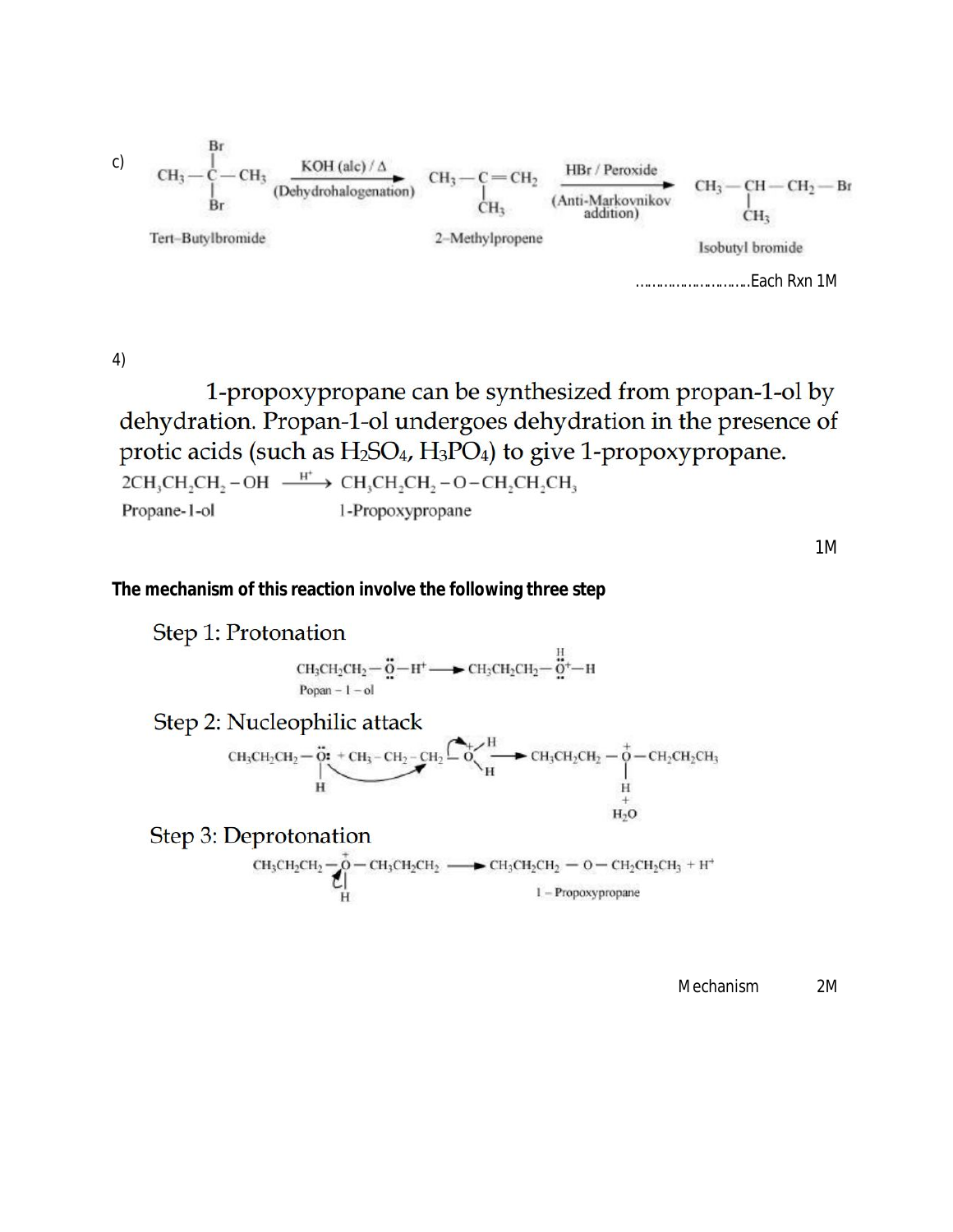c)

$$CH_3-\underset{Br}{\overset{Br}{C}}-CH_3 \xrightarrow[\text{(Dehydrohalogenation)}]{\text{KOH (alc) / }\Delta} CH_3-\underset{CH_3}{C}=CH_2 \xrightarrow[\text{(Anti-Markovnikov addition)}]{\text{HBr / Peroxide}} CH_3-\underset{CH_3}{CH}-CH_2-Br$$

Tert-Butylbromide → 2-Methylpropene → Isobutyl bromide

……………………….Each Rxn 1M

4)

1-propoxypropane can be synthesized from propan-1-ol by dehydration. Propan-1-ol undergoes dehydration in the presence of protic acids (such as $H_2SO_4$, $H_3PO_4$) to give 1-propoxypropane.

$$2CH_3CH_2CH_2-OH \xrightarrow{H^+} CH_3CH_2CH_2-O-CH_2CH_2CH_3$$

Propane-1-ol → 1-Propoxypropane

1M

**The mechanism of this reaction involve the following three step**

Step 1: Protonation

$$CH_3CH_2CH_2-\ddot{O}-H + H^+ \longrightarrow CH_3CH_2CH_2-\overset{H}{\overset{|}{O^+}}-H$$

Popan - 1 - ol

Step 2: Nucleophilic attack

$$CH_3CH_2CH_2-\underset{H}{\ddot{O}:} + CH_3-CH_2-CH_2-\overset{+}{O}H_2 \longrightarrow CH_3CH_2CH_2-\underset{H}{\overset{+}{O}}-CH_2CH_2CH_3 + H_2O$$

Step 3: Deprotonation

$$CH_3CH_2CH_2-\underset{H}{\overset{+}{O}}-CH_3CH_2CH_2 \longrightarrow CH_3CH_2CH_2-O-CH_2CH_2CH_3 + H^+$$

1 - Propoxypropane

Mechanism 2M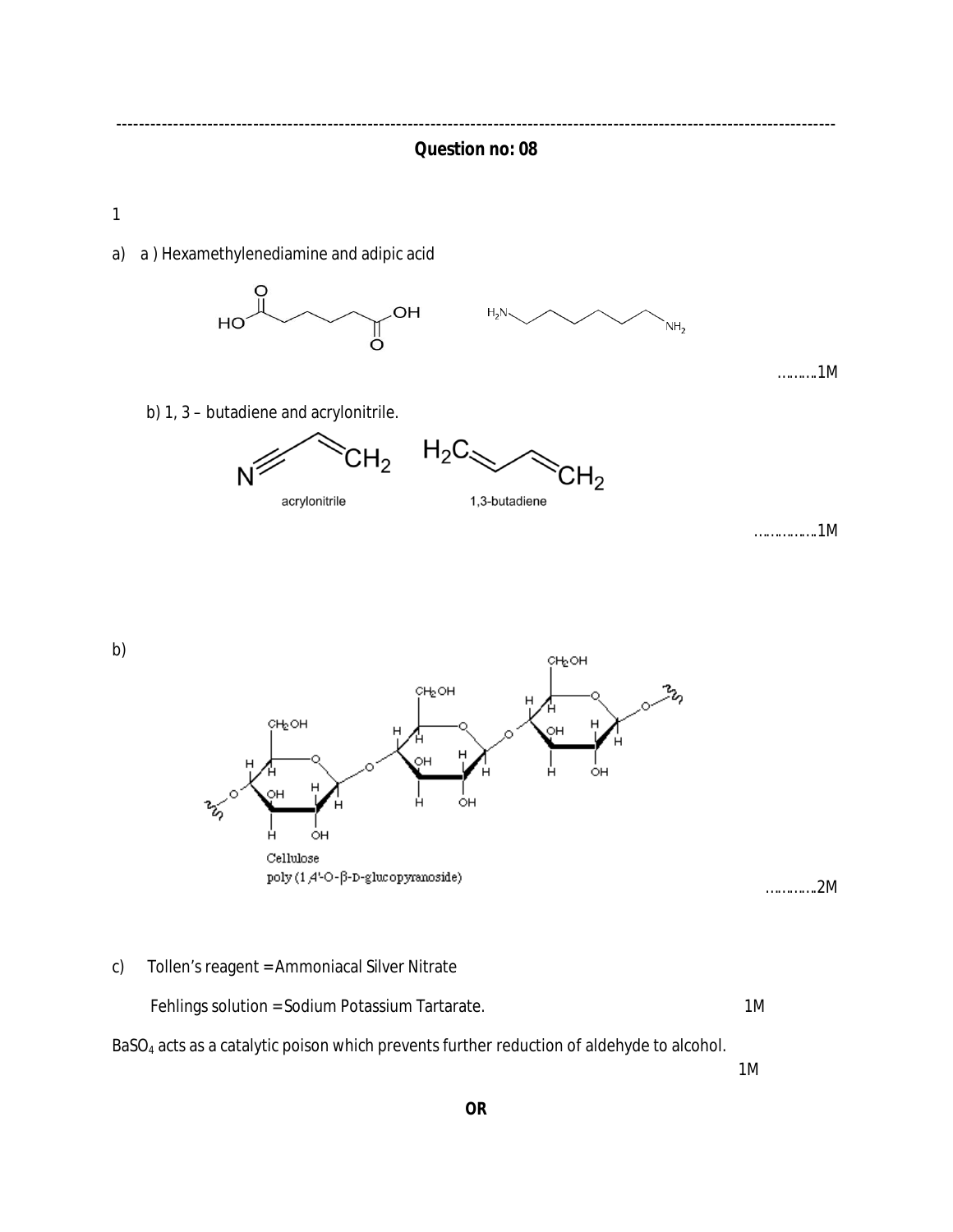## Question no: 08

1

a) a ) Hexamethylenediamine and adipic acid

……….1M

b) 1, 3 – butadiene and acrylonitrile.

acrylonitrile 1,3-butadiene

……………1M

b)

Cellulose
poly (1,4'-O-β-D-glucopyranoside)

…………2M

c) Tollen's reagent = Ammoniacal Silver Nitrate

Fehlings solution = Sodium Potassium Tartarate. 1M

$BaSO_4$ acts as a catalytic poison which prevents further reduction of aldehyde to alcohol.

1M

**OR**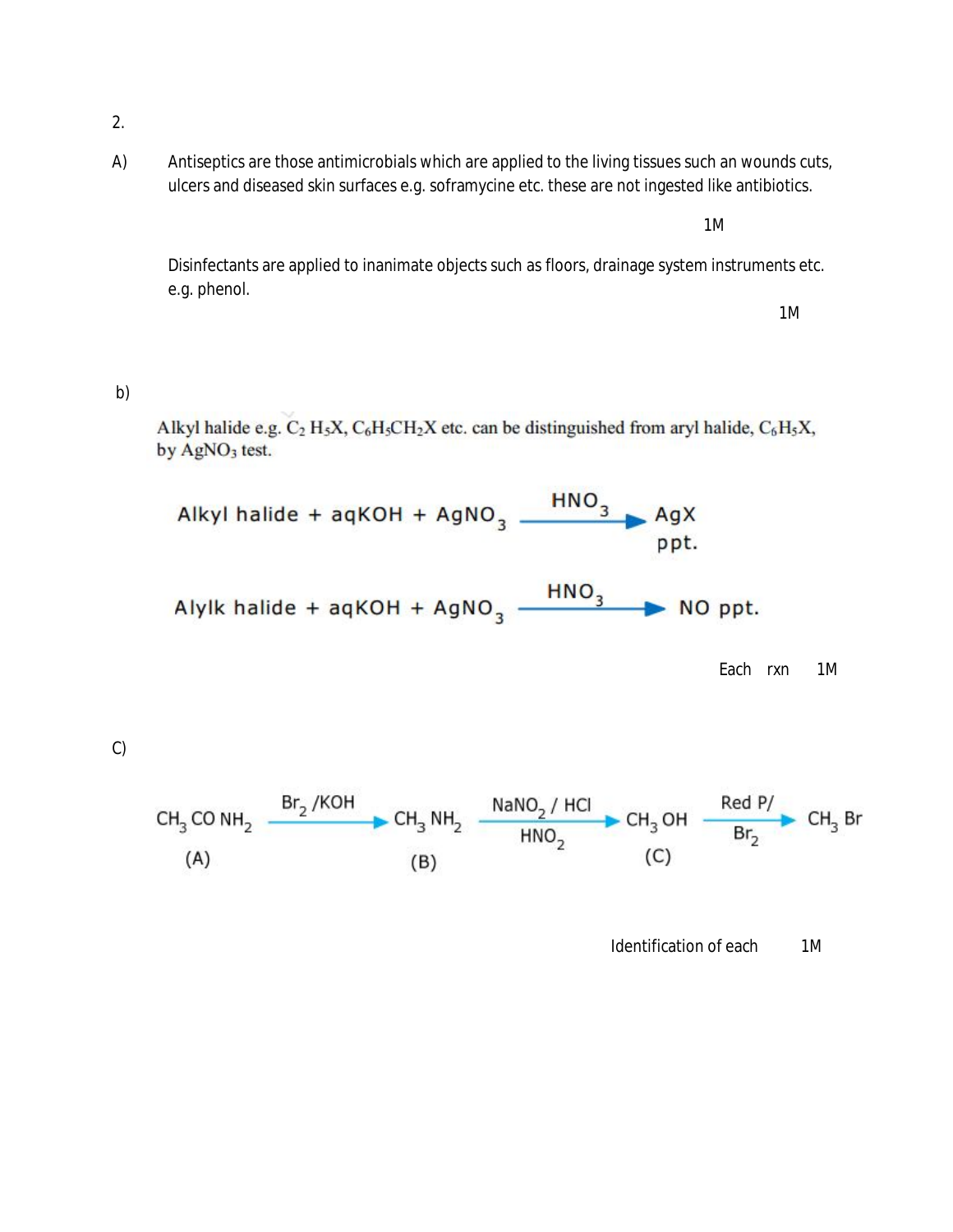2.

A) Antiseptics are those antimicrobials which are applied to the living tissues such an wounds cuts, ulcers and diseased skin surfaces e.g. soframycine etc. these are not ingested like antibiotics.

1M

Disinfectants are applied to inanimate objects such as floors, drainage system instruments etc. e.g. phenol.

1M

b)

Alkyl halide e.g. $C_2H_5X$, $C_6H_5CH_2X$ etc. can be distinguished from aryl halide, $C_6H_5X$, by $AgNO_3$ test.

$$\text{Alkyl halide} + \text{aqKOH} + AgNO_3 \xrightarrow{HNO_3} \underset{\text{ppt.}}{AgX}$$

$$\text{Alylk halide} + \text{aqKOH} + AgNO_3 \xrightarrow{HNO_3} \text{NO ppt.}$$

Each rxn 1M

C)

$$\underset{(A)}{CH_3CONH_2} \xrightarrow{Br_2/KOH} \underset{(B)}{CH_3NH_2} \xrightarrow[HNO_2]{NaNO_2/HCl} \underset{(C)}{CH_3OH} \xrightarrow[Br_2]{\text{Red P}/} CH_3Br$$

Identification of each 1M